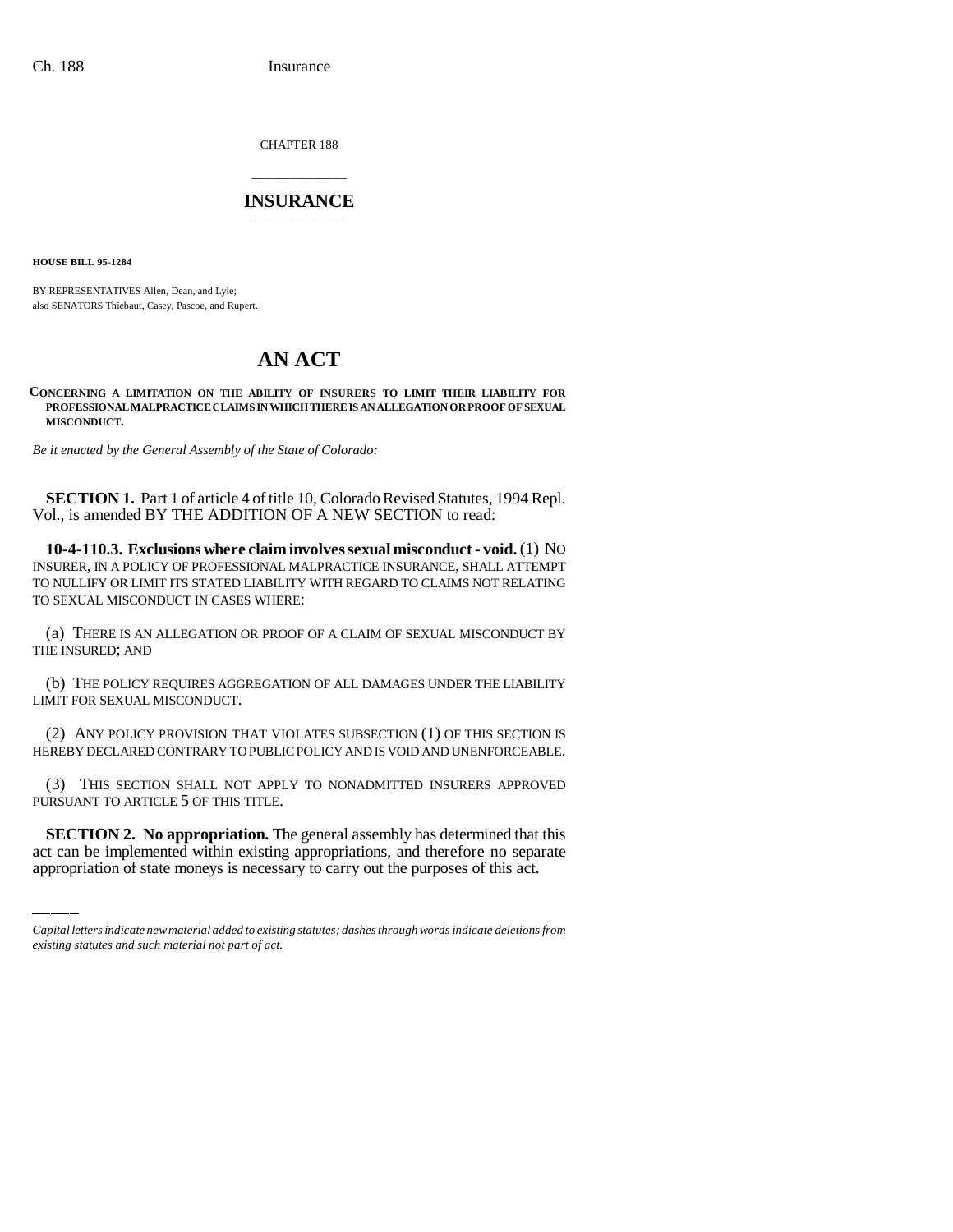CHAPTER 188

## INSURANCE

**HOUSE BILL 95-1284**

BY REPRESENTATIVES Allen, Dean, and Lyle;
also SENATORS Thiebaut, Casey, Pascoe, and Rupert.

# AN ACT

**CONCERNING A LIMITATION ON THE ABILITY OF INSURERS TO LIMIT THEIR LIABILITY FOR PROFESSIONAL MALPRACTICE CLAIMS IN WHICH THERE IS AN ALLEGATION OR PROOF OF SEXUAL MISCONDUCT.**

*Be it enacted by the General Assembly of the State of Colorado:*

**SECTION 1.** Part 1 of article 4 of title 10, Colorado Revised Statutes, 1994 Repl. Vol., is amended BY THE ADDITION OF A NEW SECTION to read:

**10-4-110.3. Exclusions where claim involves sexual misconduct - void.** (1) NO INSURER, IN A POLICY OF PROFESSIONAL MALPRACTICE INSURANCE, SHALL ATTEMPT TO NULLIFY OR LIMIT ITS STATED LIABILITY WITH REGARD TO CLAIMS NOT RELATING TO SEXUAL MISCONDUCT IN CASES WHERE:

(a) THERE IS AN ALLEGATION OR PROOF OF A CLAIM OF SEXUAL MISCONDUCT BY THE INSURED; AND

(b) THE POLICY REQUIRES AGGREGATION OF ALL DAMAGES UNDER THE LIABILITY LIMIT FOR SEXUAL MISCONDUCT.

(2) ANY POLICY PROVISION THAT VIOLATES SUBSECTION (1) OF THIS SECTION IS HEREBY DECLARED CONTRARY TO PUBLIC POLICY AND IS VOID AND UNENFORCEABLE.

(3) THIS SECTION SHALL NOT APPLY TO NONADMITTED INSURERS APPROVED PURSUANT TO ARTICLE 5 OF THIS TITLE.

**SECTION 2. No appropriation.** The general assembly has determined that this act can be implemented within existing appropriations, and therefore no separate appropriation of state moneys is necessary to carry out the purposes of this act.

*Capital letters indicate new material added to existing statutes; dashes through words indicate deletions from existing statutes and such material not part of act.*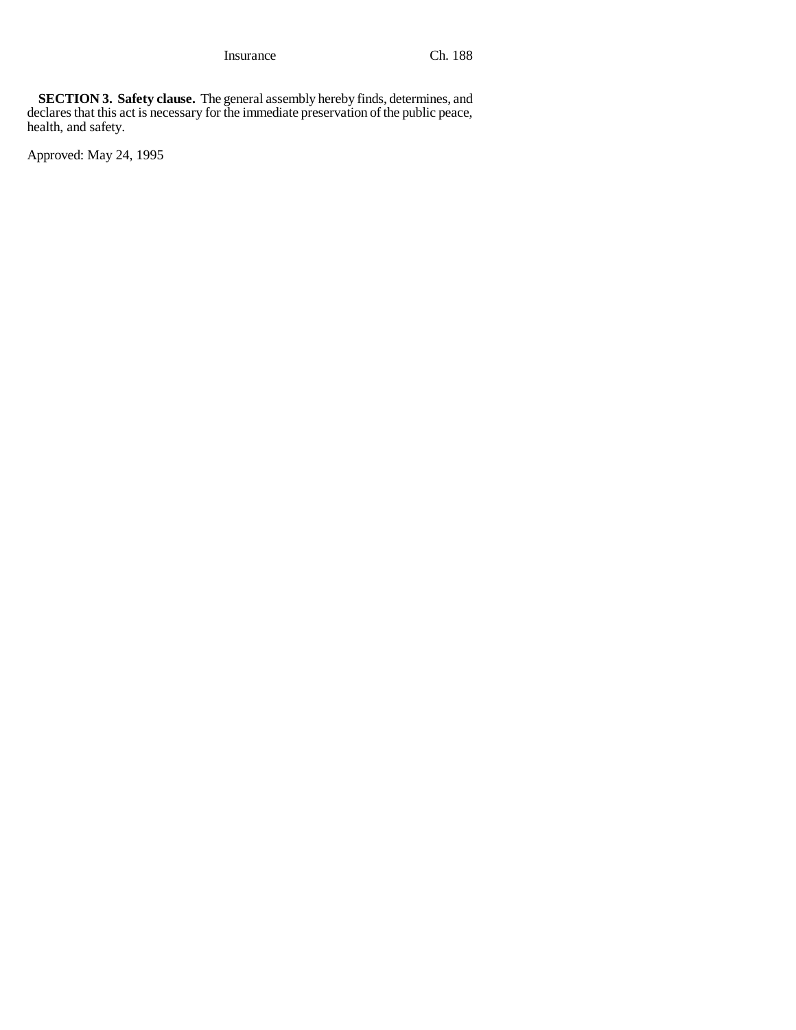**SECTION 3. Safety clause.** The general assembly hereby finds, determines, and declares that this act is necessary for the immediate preservation of the public peace, health, and safety.

Approved: May 24, 1995